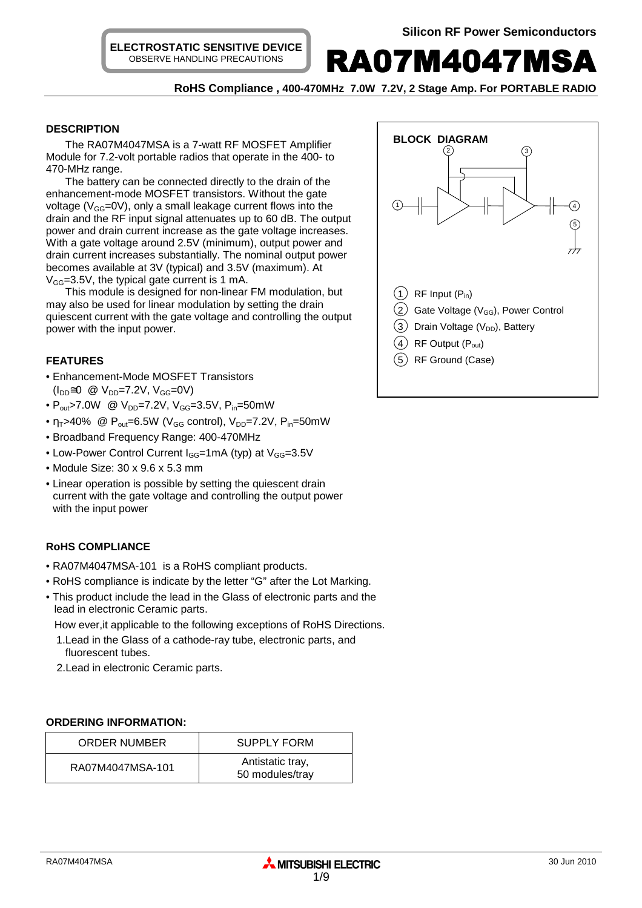Silicon RF Power Semiconductors

**ELECTROSTATIC SENSITIVE DEVICE**
OBSERVE HANDLING PRECAUTIONS

# RA07M4047MSA

**RoHS Compliance , 400-470MHz 7.0W 7.2V, 2 Stage Amp. For PORTABLE RADIO**

### DESCRIPTION

The RA07M4047MSA is a 7-watt RF MOSFET Amplifier Module for 7.2-volt portable radios that operate in the 400- to 470-MHz range.

The battery can be connected directly to the drain of the enhancement-mode MOSFET transistors. Without the gate voltage ($V_{GG}$=0V), only a small leakage current flows into the drain and the RF input signal attenuates up to 60 dB. The output power and drain current increase as the gate voltage increases. With a gate voltage around 2.5V (minimum), output power and drain current increases substantially. The nominal output power becomes available at 3V (typical) and 3.5V (maximum). At $V_{GG}$=3.5V, the typical gate current is 1 mA.

This module is designed for non-linear FM modulation, but may also be used for linear modulation by setting the drain quiescent current with the gate voltage and controlling the output power with the input power.

### BLOCK DIAGRAM

1. RF Input ($P_{in}$)
2. Gate Voltage ($V_{GG}$), Power Control
3. Drain Voltage ($V_{DD}$), Battery
4. RF Output ($P_{out}$)
5. RF Ground (Case)

### FEATURES

- Enhancement-Mode MOSFET Transistors ($I_{DD}$≅0 @ $V_{DD}$=7.2V, $V_{GG}$=0V)
- $P_{out}$>7.0W @ $V_{DD}$=7.2V, $V_{GG}$=3.5V, $P_{in}$=50mW
- $\eta_T$>40% @ $P_{out}$=6.5W ($V_{GG}$ control), $V_{DD}$=7.2V, $P_{in}$=50mW
- Broadband Frequency Range: 400-470MHz
- Low-Power Control Current $I_{GG}$=1mA (typ) at $V_{GG}$=3.5V
- Module Size: 30 x 9.6 x 5.3 mm
- Linear operation is possible by setting the quiescent drain current with the gate voltage and controlling the output power with the input power

### RoHS COMPLIANCE

- RA07M4047MSA-101 is a RoHS compliant products.
- RoHS compliance is indicate by the letter "G" after the Lot Marking.
- This product include the lead in the Glass of electronic parts and the lead in electronic Ceramic parts.

  How ever,it applicable to the following exceptions of RoHS Directions.

  1.Lead in the Glass of a cathode-ray tube, electronic parts, and fluorescent tubes.

  2.Lead in electronic Ceramic parts.

### ORDERING INFORMATION:

| ORDER NUMBER | SUPPLY FORM |
|---|---|
| RA07M4047MSA-101 | Antistatic tray, 50 modules/tray |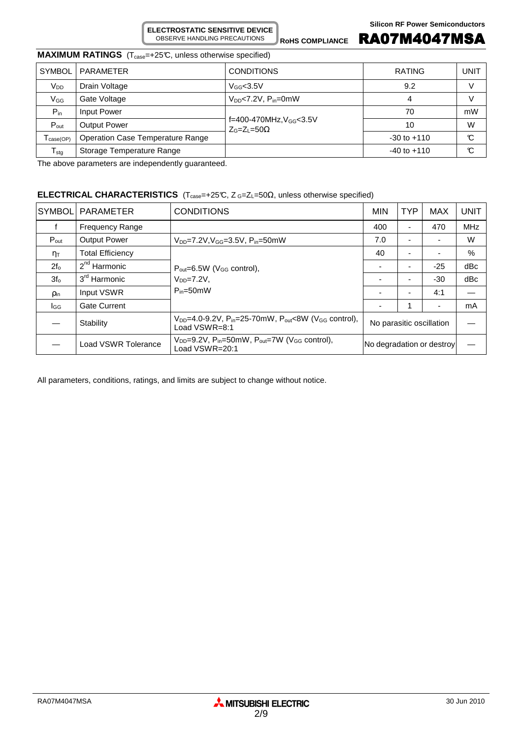## MAXIMUM RATINGS ($T_{case}$=+25℃, unless otherwise specified)

| SYMBOL | PARAMETER | CONDITIONS | RATING | UNIT |
|---|---|---|---|---|
| $V_{DD}$ | Drain Voltage | $V_{GG}$<3.5V | 9.2 | V |
| $V_{GG}$ | Gate Voltage | $V_{DD}$<7.2V, $P_{in}$=0mW | 4 | V |
| $P_{in}$ | Input Power | f=400-470MHz, $V_{GG}$<3.5V $Z_G$=$Z_L$=50Ω | 70 | mW |
| $P_{out}$ | Output Power | | 10 | W |
| $T_{case(OP)}$ | Operation Case Temperature Range | | -30 to +110 | ℃ |
| $T_{stg}$ | Storage Temperature Range | | -40 to +110 | ℃ |

The above parameters are independently guaranteed.

## ELECTRICAL CHARACTERISTICS ($T_{case}$=+25℃, $Z_G$=$Z_L$=50Ω, unless otherwise specified)

| SYMBOL | PARAMETER | CONDITIONS | MIN | TYP | MAX | UNIT |
|---|---|---|---|---|---|---|
| f | Frequency Range | | 400 | - | 470 | MHz |
| $P_{out}$ | Output Power | $V_{DD}$=7.2V, $V_{GG}$=3.5V, $P_{in}$=50mW | 7.0 | - | - | W |
| $\eta_T$ | Total Efficiency | $P_{out}$=6.5W ($V_{GG}$ control), $V_{DD}$=7.2V, $P_{in}$=50mW | 40 | - | - | % |
| $2f_o$ | 2nd Harmonic | | - | - | -25 | dBc |
| $3f_o$ | 3rd Harmonic | | - | - | -30 | dBc |
| $\rho_{in}$ | Input VSWR | | - | - | 4:1 | — |
| $I_{GG}$ | Gate Current | | - | 1 | - | mA |
| — | Stability | $V_{DD}$=4.0-9.2V, $P_{in}$=25-70mW, $P_{out}$<8W ($V_{GG}$ control), Load VSWR=8:1 | No parasitic oscillation | | | — |
| — | Load VSWR Tolerance | $V_{DD}$=9.2V, $P_{in}$=50mW, $P_{out}$=7W ($V_{GG}$ control), Load VSWR=20:1 | No degradation or destroy | | | — |

All parameters, conditions, ratings, and limits are subject to change without notice.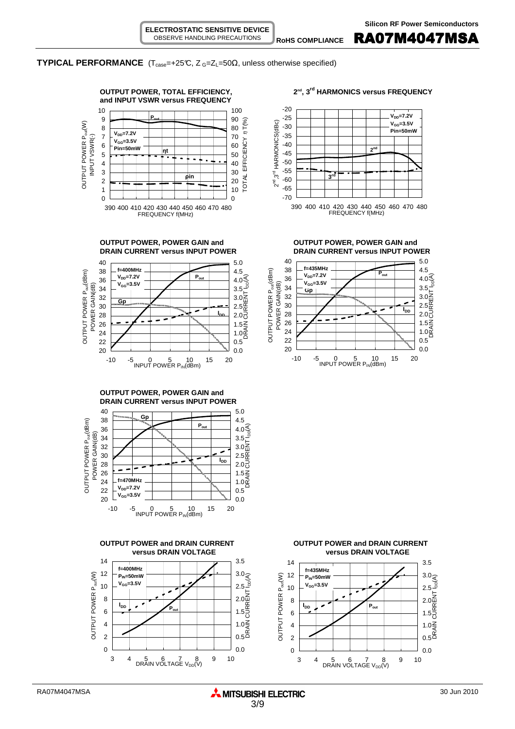**TYPICAL PERFORMANCE** ($T_{case}$=+25℃, $Z_G$=$Z_L$=50Ω, unless otherwise specified)

**OUTPUT POWER, TOTAL EFFICIENCY, and INPUT VSWR versus FREQUENCY**

$V_{DD}$=7.2V, $V_{GG}$=3.5V, Pin=50mW

**2nd, 3rd HARMONICS versus FREQUENCY**

$V_{DD}$=7.2V, $V_{GG}$=3.5V, Pin=50mW

**OUTPUT POWER, POWER GAIN and DRAIN CURRENT versus INPUT POWER**

f=400MHz, $V_{DD}$=7.2V, $V_{GG}$=3.5V

**OUTPUT POWER, POWER GAIN and DRAIN CURRENT versus INPUT POWER**

f=435MHz, $V_{DD}$=7.2V, $V_{GG}$=3.5V

**OUTPUT POWER, POWER GAIN and DRAIN CURRENT versus INPUT POWER**

f=470MHz, $V_{DD}$=7.2V, $V_{GG}$=3.5V

**OUTPUT POWER and DRAIN CURRENT versus DRAIN VOLTAGE**

f=400MHz, $P_{IN}$=50mW, $V_{GG}$=3.5V

**OUTPUT POWER and DRAIN CURRENT versus DRAIN VOLTAGE**

f=435MHz, $P_{IN}$=50mW, $V_{GG}$=3.5V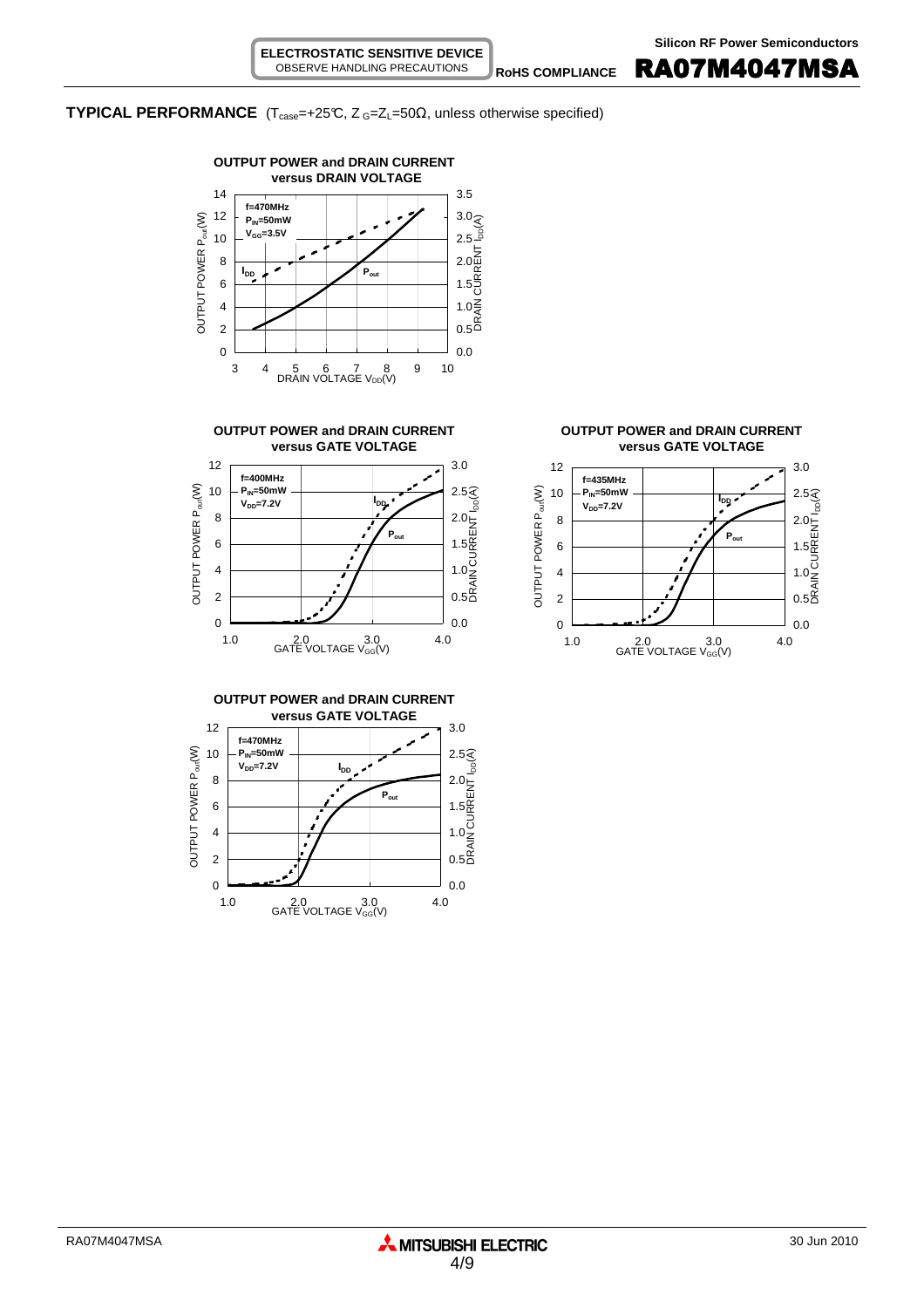## TYPICAL PERFORMANCE ($T_{case}$=+25°C, $Z_G$=$Z_L$=50Ω, unless otherwise specified)

**OUTPUT POWER and DRAIN CURRENT versus DRAIN VOLTAGE**

f=470MHz
$P_{IN}$=50mW
$V_{GG}$=3.5V

**OUTPUT POWER and DRAIN CURRENT versus GATE VOLTAGE**

f=400MHz
$P_{IN}$=50mW
$V_{DD}$=7.2V

**OUTPUT POWER and DRAIN CURRENT versus GATE VOLTAGE**

f=435MHz
$P_{IN}$=50mW
$V_{DD}$=7.2V

**OUTPUT POWER and DRAIN CURRENT versus GATE VOLTAGE**

f=470MHz
$P_{IN}$=50mW
$V_{DD}$=7.2V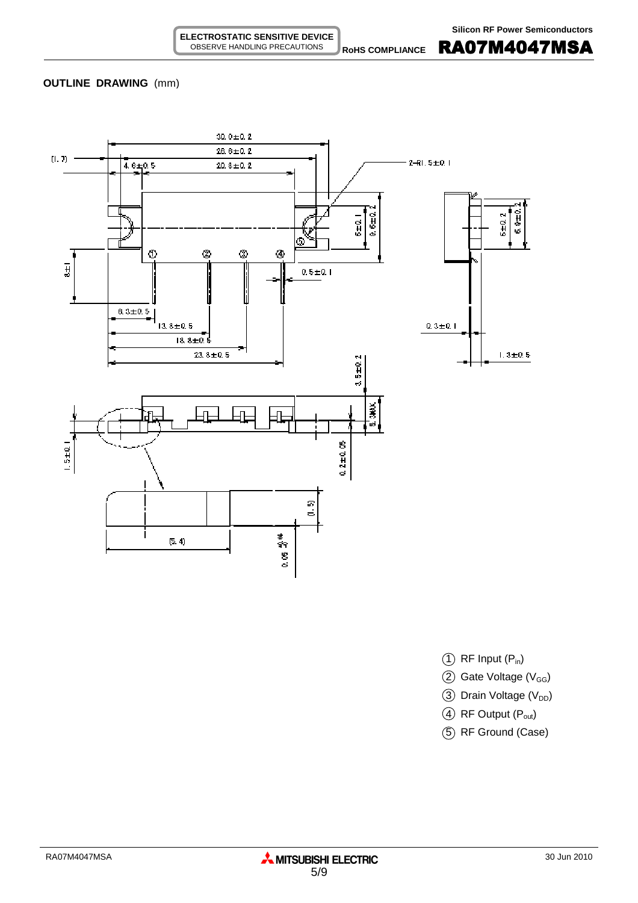**OUTLINE DRAWING** (mm)

30.0±0.2

26.6±0.2

(1.7)

4.6±0.5

20.8±0.2

2-R1.5±0.1

6±0.1

9.6±0.2

6±0.2

6.9±0.2

①  ②  ③  ④  ⑤

8±1

0.5±0.1

8.3±0.5

13.8±0.5

18.8±0.5

23.8±0.5

0.3±0.1

1.3±0.5

3.5±0.2

3.3MAX

1.5±0.1

0.2±0.05

(1.5)

(5.4)

① RF Input ($P_{in}$)

② Gate Voltage ($V_{GG}$)

③ Drain Voltage ($V_{DD}$)

④ RF Output ($P_{out}$)

⑤ RF Ground (Case)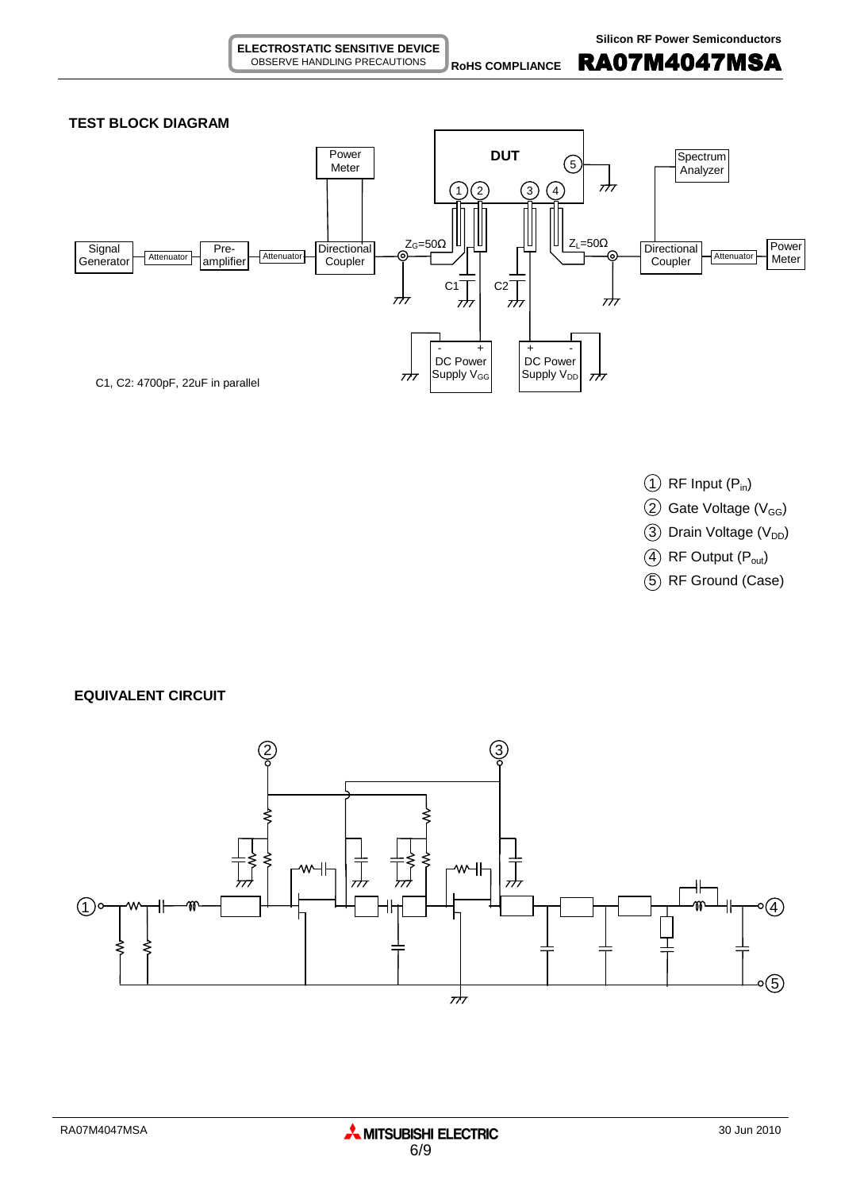## TEST BLOCK DIAGRAM

Signal Generator — Attenuator — Pre-amplifier — Attenuator — Directional Coupler (Power Meter) — $Z_G$=50Ω — DUT — $Z_L$=50Ω — Directional Coupler (Spectrum Analyzer) — Attenuator — Power Meter

C1, C2: 4700pF, 22uF in parallel

DC Power Supply $V_{GG}$

DC Power Supply $V_{DD}$

1. RF Input ($P_{in}$)
2. Gate Voltage ($V_{GG}$)
3. Drain Voltage ($V_{DD}$)
4. RF Output ($P_{out}$)
5. RF Ground (Case)

## EQUIVALENT CIRCUIT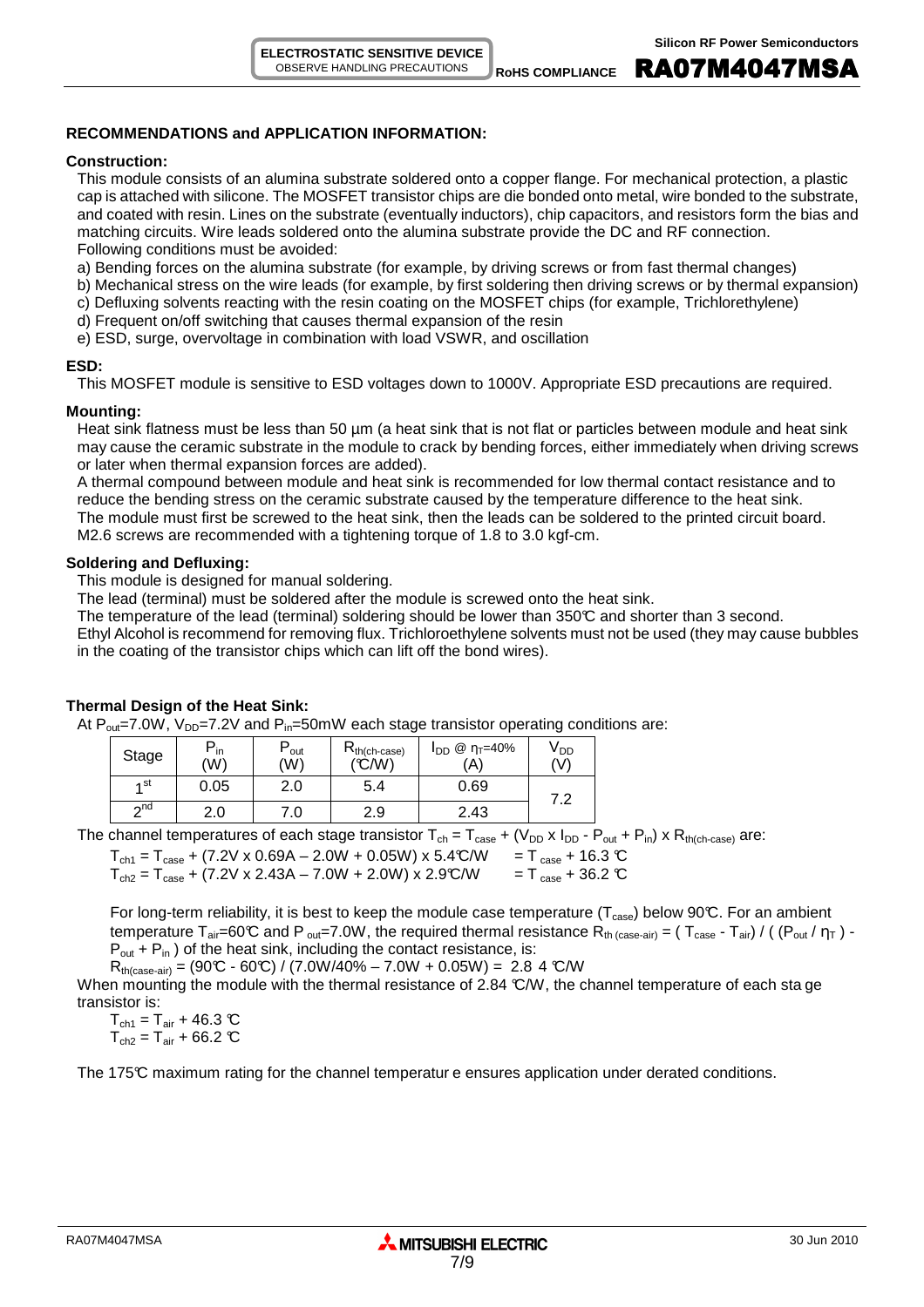## RECOMMENDATIONS and APPLICATION INFORMATION:

### Construction:

This module consists of an alumina substrate soldered onto a copper flange. For mechanical protection, a plastic cap is attached with silicone. The MOSFET transistor chips are die bonded onto metal, wire bonded to the substrate, and coated with resin. Lines on the substrate (eventually inductors), chip capacitors, and resistors form the bias and matching circuits. Wire leads soldered onto the alumina substrate provide the DC and RF connection.
Following conditions must be avoided:

a) Bending forces on the alumina substrate (for example, by driving screws or from fast thermal changes)
b) Mechanical stress on the wire leads (for example, by first soldering then driving screws or by thermal expansion)
c) Defluxing solvents reacting with the resin coating on the MOSFET chips (for example, Trichlorethylene)
d) Frequent on/off switching that causes thermal expansion of the resin
e) ESD, surge, overvoltage in combination with load VSWR, and oscillation

### ESD:

This MOSFET module is sensitive to ESD voltages down to 1000V. Appropriate ESD precautions are required.

### Mounting:

Heat sink flatness must be less than 50 µm (a heat sink that is not flat or particles between module and heat sink may cause the ceramic substrate in the module to crack by bending forces, either immediately when driving screws or later when thermal expansion forces are added).
A thermal compound between module and heat sink is recommended for low thermal contact resistance and to reduce the bending stress on the ceramic substrate caused by the temperature difference to the heat sink.
The module must first be screwed to the heat sink, then the leads can be soldered to the printed circuit board.
M2.6 screws are recommended with a tightening torque of 1.8 to 3.0 kgf-cm.

### Soldering and Defluxing:

This module is designed for manual soldering.
The lead (terminal) must be soldered after the module is screwed onto the heat sink.
The temperature of the lead (terminal) soldering should be lower than 350℃ and shorter than 3 second.
Ethyl Alcohol is recommend for removing flux. Trichloroethylene solvents must not be used (they may cause bubbles in the coating of the transistor chips which can lift off the bond wires).

### Thermal Design of the Heat Sink:

At $P_{out}$=7.0W, $V_{DD}$=7.2V and $P_{in}$=50mW each stage transistor operating conditions are:

| Stage | $P_{in}$ (W) | $P_{out}$ (W) | $R_{th(ch-case)}$ (℃/W) | $I_{DD}$ @ $\eta_T$=40% (A) | $V_{DD}$ (V) |
|---|---|---|---|---|---|
| 1st | 0.05 | 2.0 | 5.4 | 0.69 | 7.2 |
| 2nd | 2.0 | 7.0 | 2.9 | 2.43 | |

The channel temperatures of each stage transistor $T_{ch} = T_{case} + (V_{DD} \times I_{DD} - P_{out} + P_{in}) \times R_{th(ch-case)}$ are:

$T_{ch1} = T_{case} + (7.2V \times 0.69A - 2.0W + 0.05W) \times 5.4℃/W \quad = T_{case} + 16.3 ℃$
$T_{ch2} = T_{case} + (7.2V \times 2.43A - 7.0W + 2.0W) \times 2.9℃/W \quad = T_{case} + 36.2 ℃$

For long-term reliability, it is best to keep the module case temperature ($T_{case}$) below 90℃. For an ambient temperature $T_{air}$=60℃ and $P_{out}$=7.0W, the required thermal resistance $R_{th(case-air)} = (T_{case} - T_{air}) / ((P_{out} / \eta_T) - P_{out} + P_{in})$ of the heat sink, including the contact resistance, is:

$R_{th(case-air)} = (90℃ - 60℃) / (7.0W/40\% - 7.0W + 0.05W) = 2.84 ℃/W$

When mounting the module with the thermal resistance of 2.84 ℃/W, the channel temperature of each stage transistor is:

$T_{ch1} = T_{air} + 46.3 ℃$
$T_{ch2} = T_{air} + 66.2 ℃$

The 175℃ maximum rating for the channel temperature ensures application under derated conditions.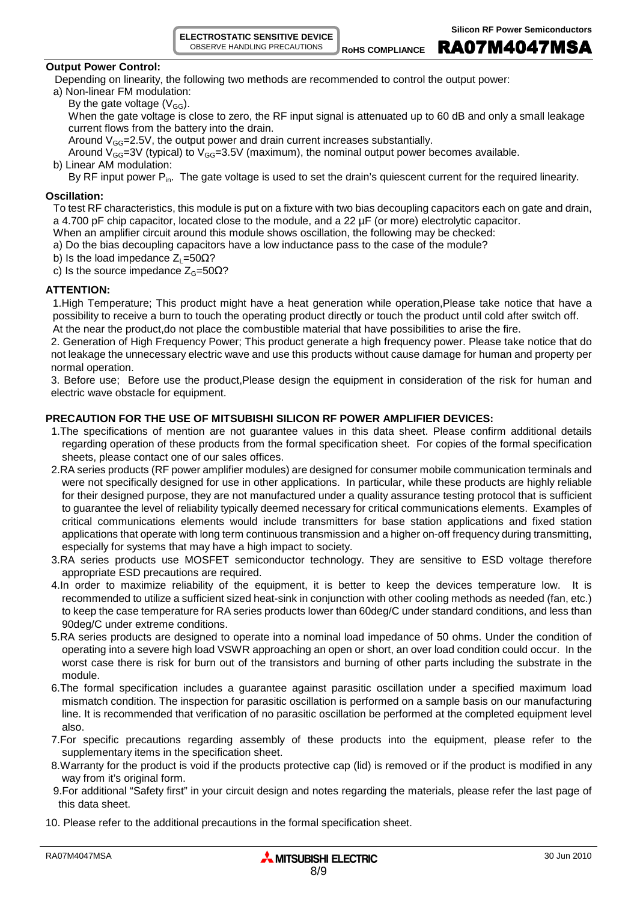**Output Power Control:**

Depending on linearity, the following two methods are recommended to control the output power:

a) Non-linear FM modulation:

By the gate voltage ($V_{GG}$).

When the gate voltage is close to zero, the RF input signal is attenuated up to 60 dB and only a small leakage current flows from the battery into the drain.

Around $V_{GG}$=2.5V, the output power and drain current increases substantially.

Around $V_{GG}$=3V (typical) to $V_{GG}$=3.5V (maximum), the nominal output power becomes available.

b) Linear AM modulation:

By RF input power $P_{in}$. The gate voltage is used to set the drain's quiescent current for the required linearity.

**Oscillation:**

To test RF characteristics, this module is put on a fixture with two bias decoupling capacitors each on gate and drain, a 4.700 pF chip capacitor, located close to the module, and a 22 µF (or more) electrolytic capacitor.

When an amplifier circuit around this module shows oscillation, the following may be checked:

a) Do the bias decoupling capacitors have a low inductance pass to the case of the module?

b) Is the load impedance $Z_L$=50Ω?

c) Is the source impedance $Z_G$=50Ω?

**ATTENTION:**

1.High Temperature; This product might have a heat generation while operation,Please take notice that have a possibility to receive a burn to touch the operating product directly or touch the product until cold after switch off. At the near the product,do not place the combustible material that have possibilities to arise the fire.

2. Generation of High Frequency Power; This product generate a high frequency power. Please take notice that do not leakage the unnecessary electric wave and use this products without cause damage for human and property per normal operation.

3. Before use; Before use the product,Please design the equipment in consideration of the risk for human and electric wave obstacle for equipment.

**PRECAUTION FOR THE USE OF MITSUBISHI SILICON RF POWER AMPLIFIER DEVICES:**

1.The specifications of mention are not guarantee values in this data sheet. Please confirm additional details regarding operation of these products from the formal specification sheet. For copies of the formal specification sheets, please contact one of our sales offices.

2.RA series products (RF power amplifier modules) are designed for consumer mobile communication terminals and were not specifically designed for use in other applications. In particular, while these products are highly reliable for their designed purpose, they are not manufactured under a quality assurance testing protocol that is sufficient to guarantee the level of reliability typically deemed necessary for critical communications elements. Examples of critical communications elements would include transmitters for base station applications and fixed station applications that operate with long term continuous transmission and a higher on-off frequency during transmitting, especially for systems that may have a high impact to society.

3.RA series products use MOSFET semiconductor technology. They are sensitive to ESD voltage therefore appropriate ESD precautions are required.

4.In order to maximize reliability of the equipment, it is better to keep the devices temperature low. It is recommended to utilize a sufficient sized heat-sink in conjunction with other cooling methods as needed (fan, etc.) to keep the case temperature for RA series products lower than 60deg/C under standard conditions, and less than 90deg/C under extreme conditions.

5.RA series products are designed to operate into a nominal load impedance of 50 ohms. Under the condition of operating into a severe high load VSWR approaching an open or short, an over load condition could occur. In the worst case there is risk for burn out of the transistors and burning of other parts including the substrate in the module.

6.The formal specification includes a guarantee against parasitic oscillation under a specified maximum load mismatch condition. The inspection for parasitic oscillation is performed on a sample basis on our manufacturing line. It is recommended that verification of no parasitic oscillation be performed at the completed equipment level also.

7.For specific precautions regarding assembly of these products into the equipment, please refer to the supplementary items in the specification sheet.

8.Warranty for the product is void if the products protective cap (lid) is removed or if the product is modified in any way from it's original form.

9.For additional "Safety first" in your circuit design and notes regarding the materials, please refer the last page of this data sheet.

10. Please refer to the additional precautions in the formal specification sheet.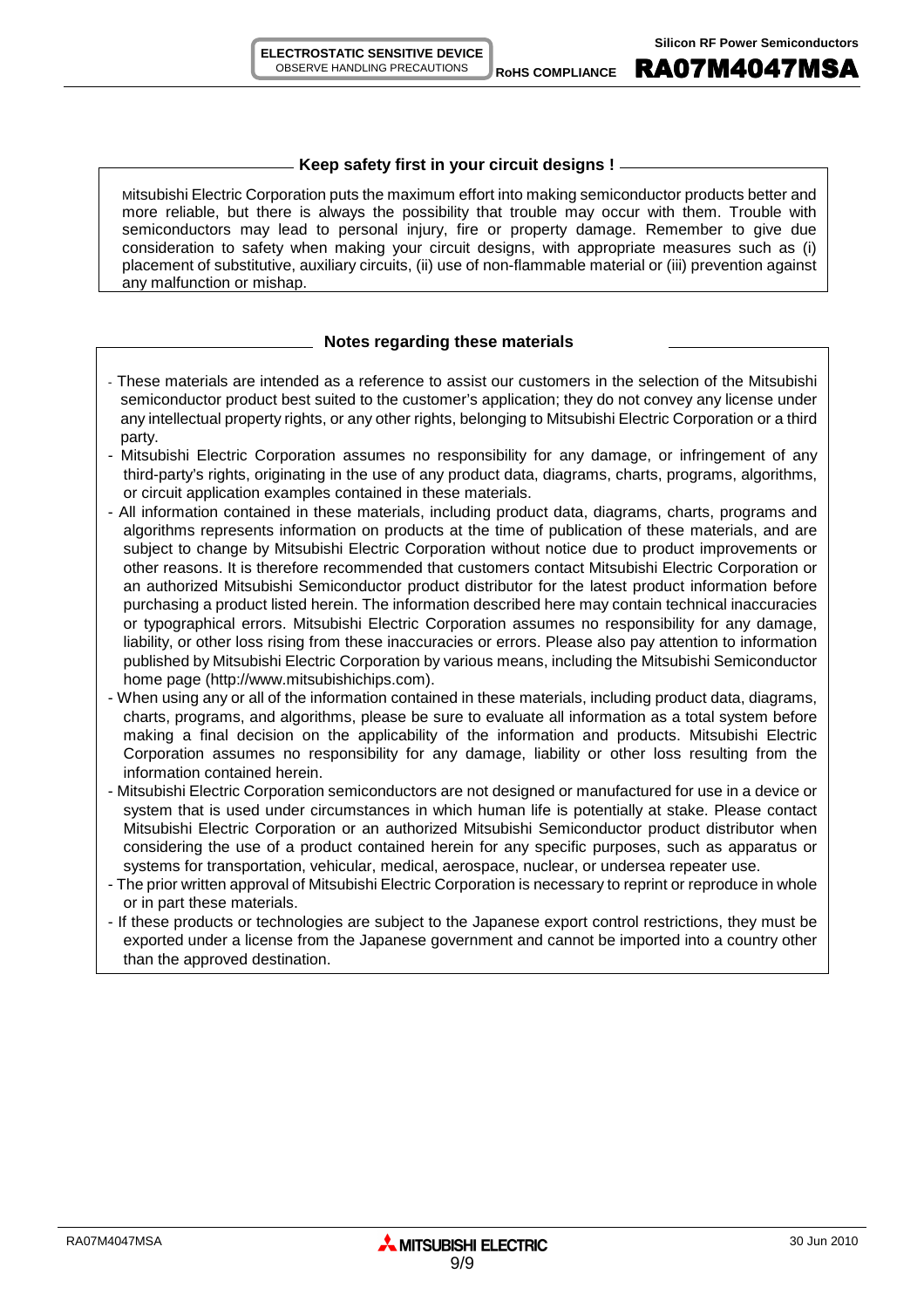## Keep safety first in your circuit designs !

Mitsubishi Electric Corporation puts the maximum effort into making semiconductor products better and more reliable, but there is always the possibility that trouble may occur with them. Trouble with semiconductors may lead to personal injury, fire or property damage. Remember to give due consideration to safety when making your circuit designs, with appropriate measures such as (i) placement of substitutive, auxiliary circuits, (ii) use of non-flammable material or (iii) prevention against any malfunction or mishap.

## Notes regarding these materials

- These materials are intended as a reference to assist our customers in the selection of the Mitsubishi semiconductor product best suited to the customer's application; they do not convey any license under any intellectual property rights, or any other rights, belonging to Mitsubishi Electric Corporation or a third party.
- Mitsubishi Electric Corporation assumes no responsibility for any damage, or infringement of any third-party's rights, originating in the use of any product data, diagrams, charts, programs, algorithms, or circuit application examples contained in these materials.
- All information contained in these materials, including product data, diagrams, charts, programs and algorithms represents information on products at the time of publication of these materials, and are subject to change by Mitsubishi Electric Corporation without notice due to product improvements or other reasons. It is therefore recommended that customers contact Mitsubishi Electric Corporation or an authorized Mitsubishi Semiconductor product distributor for the latest product information before purchasing a product listed herein. The information described here may contain technical inaccuracies or typographical errors. Mitsubishi Electric Corporation assumes no responsibility for any damage, liability, or other loss rising from these inaccuracies or errors. Please also pay attention to information published by Mitsubishi Electric Corporation by various means, including the Mitsubishi Semiconductor home page (http://www.mitsubishichips.com).
- When using any or all of the information contained in these materials, including product data, diagrams, charts, programs, and algorithms, please be sure to evaluate all information as a total system before making a final decision on the applicability of the information and products. Mitsubishi Electric Corporation assumes no responsibility for any damage, liability or other loss resulting from the information contained herein.
- Mitsubishi Electric Corporation semiconductors are not designed or manufactured for use in a device or system that is used under circumstances in which human life is potentially at stake. Please contact Mitsubishi Electric Corporation or an authorized Mitsubishi Semiconductor product distributor when considering the use of a product contained herein for any specific purposes, such as apparatus or systems for transportation, vehicular, medical, aerospace, nuclear, or undersea repeater use.
- The prior written approval of Mitsubishi Electric Corporation is necessary to reprint or reproduce in whole or in part these materials.
- If these products or technologies are subject to the Japanese export control restrictions, they must be exported under a license from the Japanese government and cannot be imported into a country other than the approved destination.